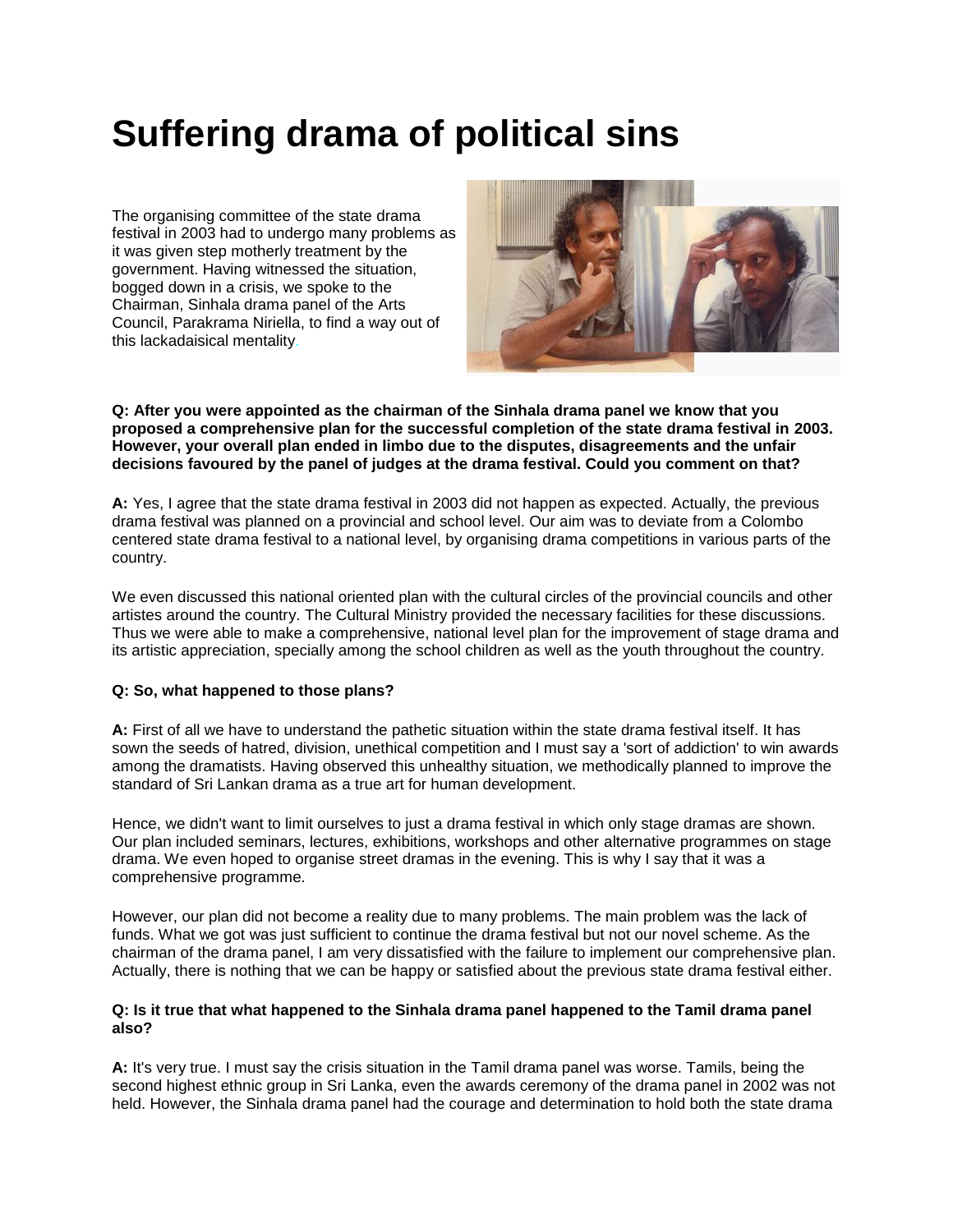# Suffering drama of political sins

The organising committee of the state drama festival in 2003 had to undergo many problems as it was given step motherly treatment by the government. Having witnessed the situation, bogged down in a crisis, we spoke to the Chairman, Sinhala drama panel of the Arts Council, Parakrama Niriella, to find a way out of this lackadaisical mentality.

**Q: After you were appointed as the chairman of the Sinhala drama panel we know that you proposed a comprehensive plan for the successful completion of the state drama festival in 2003. However, your overall plan ended in limbo due to the disputes, disagreements and the unfair decisions favoured by the panel of judges at the drama festival. Could you comment on that?**

**A:** Yes, I agree that the state drama festival in 2003 did not happen as expected. Actually, the previous drama festival was planned on a provincial and school level. Our aim was to deviate from a Colombo centered state drama festival to a national level, by organising drama competitions in various parts of the country.

We even discussed this national oriented plan with the cultural circles of the provincial councils and other artistes around the country. The Cultural Ministry provided the necessary facilities for these discussions. Thus we were able to make a comprehensive, national level plan for the improvement of stage drama and its artistic appreciation, specially among the school children as well as the youth throughout the country.

**Q: So, what happened to those plans?**

**A:** First of all we have to understand the pathetic situation within the state drama festival itself. It has sown the seeds of hatred, division, unethical competition and I must say a 'sort of addiction' to win awards among the dramatists. Having observed this unhealthy situation, we methodically planned to improve the standard of Sri Lankan drama as a true art for human development.

Hence, we didn't want to limit ourselves to just a drama festival in which only stage dramas are shown. Our plan included seminars, lectures, exhibitions, workshops and other alternative programmes on stage drama. We even hoped to organise street dramas in the evening. This is why I say that it was a comprehensive programme.

However, our plan did not become a reality due to many problems. The main problem was the lack of funds. What we got was just sufficient to continue the drama festival but not our novel scheme. As the chairman of the drama panel, I am very dissatisfied with the failure to implement our comprehensive plan. Actually, there is nothing that we can be happy or satisfied about the previous state drama festival either.

**Q: Is it true that what happened to the Sinhala drama panel happened to the Tamil drama panel also?**

**A:** It's very true. I must say the crisis situation in the Tamil drama panel was worse. Tamils, being the second highest ethnic group in Sri Lanka, even the awards ceremony of the drama panel in 2002 was not held. However, the Sinhala drama panel had the courage and determination to hold both the state drama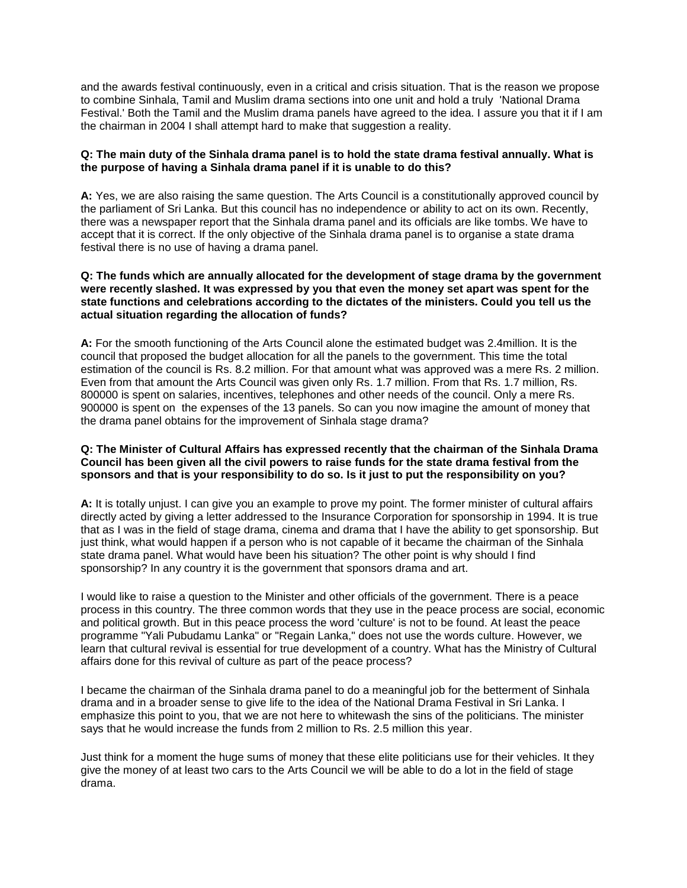and the awards festival continuously, even in a critical and crisis situation. That is the reason we propose to combine Sinhala, Tamil and Muslim drama sections into one unit and hold a truly 'National Drama Festival.' Both the Tamil and the Muslim drama panels have agreed to the idea. I assure you that it if I am the chairman in 2004 I shall attempt hard to make that suggestion a reality.

**Q: The main duty of the Sinhala drama panel is to hold the state drama festival annually. What is the purpose of having a Sinhala drama panel if it is unable to do this?**

**A:** Yes, we are also raising the same question. The Arts Council is a constitutionally approved council by the parliament of Sri Lanka. But this council has no independence or ability to act on its own. Recently, there was a newspaper report that the Sinhala drama panel and its officials are like tombs. We have to accept that it is correct. If the only objective of the Sinhala drama panel is to organise a state drama festival there is no use of having a drama panel.

**Q: The funds which are annually allocated for the development of stage drama by the government were recently slashed. It was expressed by you that even the money set apart was spent for the state functions and celebrations according to the dictates of the ministers. Could you tell us the actual situation regarding the allocation of funds?**

**A:** For the smooth functioning of the Arts Council alone the estimated budget was 2.4million. It is the council that proposed the budget allocation for all the panels to the government. This time the total estimation of the council is Rs. 8.2 million. For that amount what was approved was a mere Rs. 2 million. Even from that amount the Arts Council was given only Rs. 1.7 million. From that Rs. 1.7 million, Rs. 800000 is spent on salaries, incentives, telephones and other needs of the council. Only a mere Rs. 900000 is spent on the expenses of the 13 panels. So can you now imagine the amount of money that the drama panel obtains for the improvement of Sinhala stage drama?

**Q: The Minister of Cultural Affairs has expressed recently that the chairman of the Sinhala Drama Council has been given all the civil powers to raise funds for the state drama festival from the sponsors and that is your responsibility to do so. Is it just to put the responsibility on you?**

**A:** It is totally unjust. I can give you an example to prove my point. The former minister of cultural affairs directly acted by giving a letter addressed to the Insurance Corporation for sponsorship in 1994. It is true that as I was in the field of stage drama, cinema and drama that I have the ability to get sponsorship. But just think, what would happen if a person who is not capable of it became the chairman of the Sinhala state drama panel. What would have been his situation? The other point is why should I find sponsorship? In any country it is the government that sponsors drama and art.

I would like to raise a question to the Minister and other officials of the government. There is a peace process in this country. The three common words that they use in the peace process are social, economic and political growth. But in this peace process the word 'culture' is not to be found. At least the peace programme "Yali Pubudamu Lanka" or "Regain Lanka," does not use the words culture. However, we learn that cultural revival is essential for true development of a country. What has the Ministry of Cultural affairs done for this revival of culture as part of the peace process?

I became the chairman of the Sinhala drama panel to do a meaningful job for the betterment of Sinhala drama and in a broader sense to give life to the idea of the National Drama Festival in Sri Lanka. I emphasize this point to you, that we are not here to whitewash the sins of the politicians. The minister says that he would increase the funds from 2 million to Rs. 2.5 million this year.

Just think for a moment the huge sums of money that these elite politicians use for their vehicles. It they give the money of at least two cars to the Arts Council we will be able to do a lot in the field of stage drama.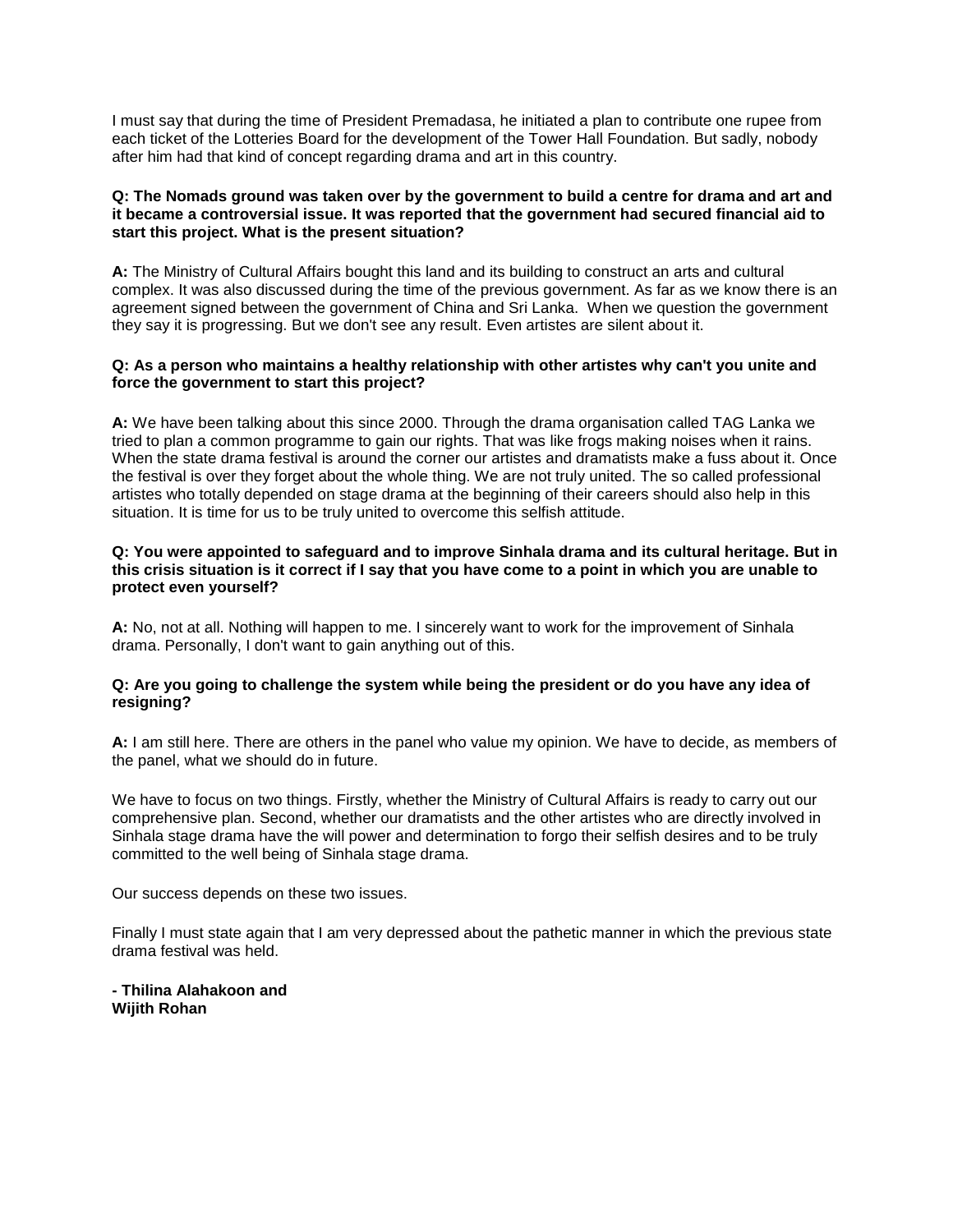I must say that during the time of President Premadasa, he initiated a plan to contribute one rupee from each ticket of the Lotteries Board for the development of the Tower Hall Foundation. But sadly, nobody after him had that kind of concept regarding drama and art in this country.

**Q: The Nomads ground was taken over by the government to build a centre for drama and art and it became a controversial issue. It was reported that the government had secured financial aid to start this project. What is the present situation?**

**A:** The Ministry of Cultural Affairs bought this land and its building to construct an arts and cultural complex. It was also discussed during the time of the previous government. As far as we know there is an agreement signed between the government of China and Sri Lanka. When we question the government they say it is progressing. But we don't see any result. Even artistes are silent about it.

**Q: As a person who maintains a healthy relationship with other artistes why can't you unite and force the government to start this project?**

**A:** We have been talking about this since 2000. Through the drama organisation called TAG Lanka we tried to plan a common programme to gain our rights. That was like frogs making noises when it rains. When the state drama festival is around the corner our artistes and dramatists make a fuss about it. Once the festival is over they forget about the whole thing. We are not truly united. The so called professional artistes who totally depended on stage drama at the beginning of their careers should also help in this situation. It is time for us to be truly united to overcome this selfish attitude.

**Q: You were appointed to safeguard and to improve Sinhala drama and its cultural heritage. But in this crisis situation is it correct if I say that you have come to a point in which you are unable to protect even yourself?**

**A:** No, not at all. Nothing will happen to me. I sincerely want to work for the improvement of Sinhala drama. Personally, I don't want to gain anything out of this.

**Q: Are you going to challenge the system while being the president or do you have any idea of resigning?**

**A:** I am still here. There are others in the panel who value my opinion. We have to decide, as members of the panel, what we should do in future.

We have to focus on two things. Firstly, whether the Ministry of Cultural Affairs is ready to carry out our comprehensive plan. Second, whether our dramatists and the other artistes who are directly involved in Sinhala stage drama have the will power and determination to forgo their selfish desires and to be truly committed to the well being of Sinhala stage drama.

Our success depends on these two issues.

Finally I must state again that I am very depressed about the pathetic manner in which the previous state drama festival was held.

**- Thilina Alahakoon and**
**Wijith Rohan**